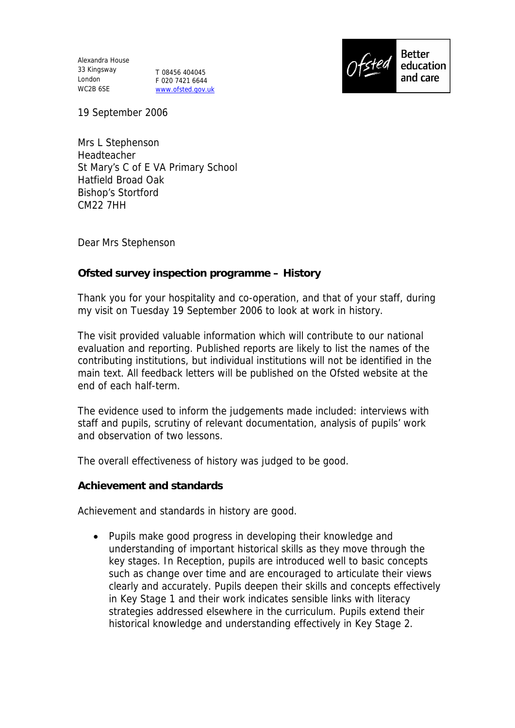Alexandra House
33 Kingsway
London
WC2B 6SE

T 08456 404045
F 020 7421 6644
www.ofsted.gov.uk

Ofsted Better education and care

19 September 2006

Mrs L Stephenson
Headteacher
St Mary's C of E VA Primary School
Hatfield Broad Oak
Bishop's Stortford
CM22 7HH

Dear Mrs Stephenson

**Ofsted survey inspection programme – History**

Thank you for your hospitality and co-operation, and that of your staff, during my visit on Tuesday 19 September 2006 to look at work in history.

The visit provided valuable information which will contribute to our national evaluation and reporting. Published reports are likely to list the names of the contributing institutions, but individual institutions will not be identified in the main text. All feedback letters will be published on the Ofsted website at the end of each half-term.

The evidence used to inform the judgements made included: interviews with staff and pupils, scrutiny of relevant documentation, analysis of pupils' work and observation of two lessons.

The overall effectiveness of history was judged to be good.

**Achievement and standards**

Achievement and standards in history are good.

- Pupils make good progress in developing their knowledge and understanding of important historical skills as they move through the key stages. In Reception, pupils are introduced well to basic concepts such as change over time and are encouraged to articulate their views clearly and accurately. Pupils deepen their skills and concepts effectively in Key Stage 1 and their work indicates sensible links with literacy strategies addressed elsewhere in the curriculum. Pupils extend their historical knowledge and understanding effectively in Key Stage 2.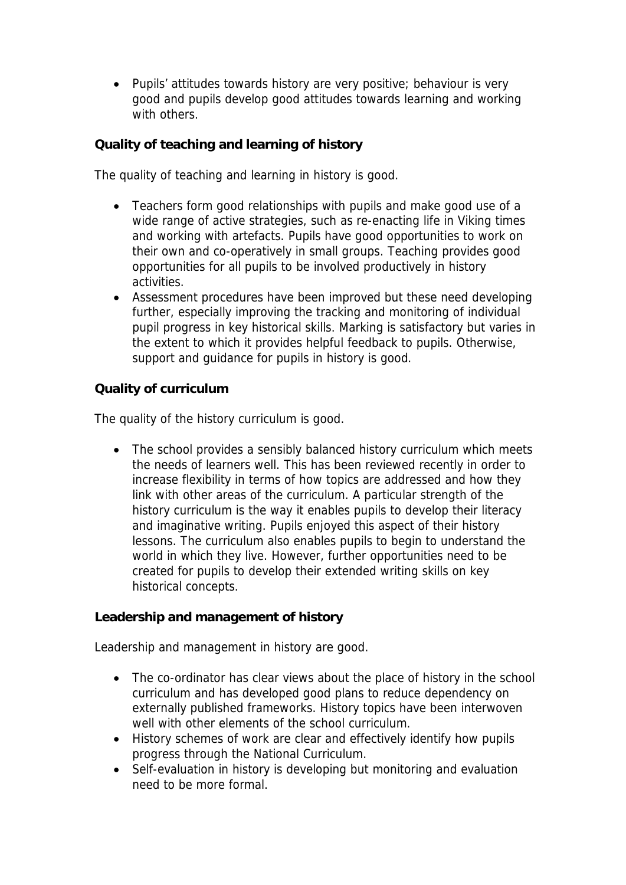- Pupils' attitudes towards history are very positive; behaviour is very good and pupils develop good attitudes towards learning and working with others.

**Quality of teaching and learning of history**

The quality of teaching and learning in history is good.

- Teachers form good relationships with pupils and make good use of a wide range of active strategies, such as re-enacting life in Viking times and working with artefacts. Pupils have good opportunities to work on their own and co-operatively in small groups. Teaching provides good opportunities for all pupils to be involved productively in history activities.
- Assessment procedures have been improved but these need developing further, especially improving the tracking and monitoring of individual pupil progress in key historical skills. Marking is satisfactory but varies in the extent to which it provides helpful feedback to pupils. Otherwise, support and guidance for pupils in history is good.

**Quality of curriculum**

The quality of the history curriculum is good.

- The school provides a sensibly balanced history curriculum which meets the needs of learners well. This has been reviewed recently in order to increase flexibility in terms of how topics are addressed and how they link with other areas of the curriculum. A particular strength of the history curriculum is the way it enables pupils to develop their literacy and imaginative writing. Pupils enjoyed this aspect of their history lessons. The curriculum also enables pupils to begin to understand the world in which they live. However, further opportunities need to be created for pupils to develop their extended writing skills on key historical concepts.

**Leadership and management of history**

Leadership and management in history are good.

- The co-ordinator has clear views about the place of history in the school curriculum and has developed good plans to reduce dependency on externally published frameworks. History topics have been interwoven well with other elements of the school curriculum.
- History schemes of work are clear and effectively identify how pupils progress through the National Curriculum.
- Self-evaluation in history is developing but monitoring and evaluation need to be more formal.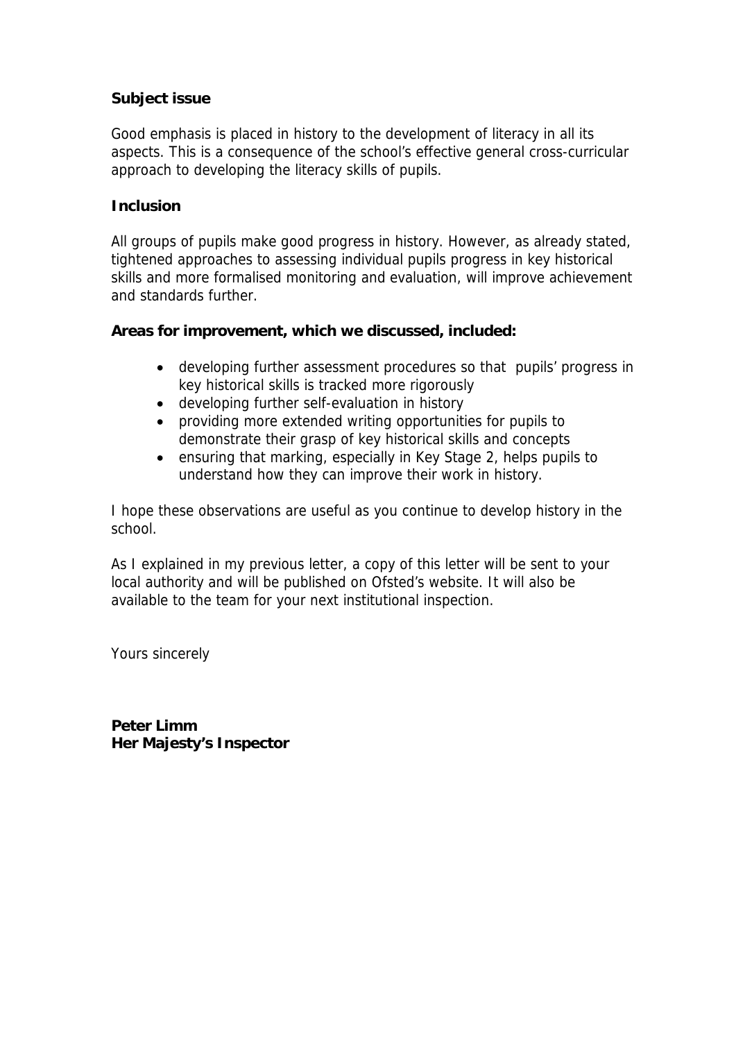**Subject issue**

Good emphasis is placed in history to the development of literacy in all its aspects. This is a consequence of the school's effective general cross-curricular approach to developing the literacy skills of pupils.

**Inclusion**

All groups of pupils make good progress in history. However, as already stated, tightened approaches to assessing individual pupils progress in key historical skills and more formalised monitoring and evaluation, will improve achievement and standards further.

**Areas for improvement, which we discussed, included:**

- developing further assessment procedures so that pupils' progress in key historical skills is tracked more rigorously
- developing further self-evaluation in history
- providing more extended writing opportunities for pupils to demonstrate their grasp of key historical skills and concepts
- ensuring that marking, especially in Key Stage 2, helps pupils to understand how they can improve their work in history.

I hope these observations are useful as you continue to develop history in the school.

As I explained in my previous letter, a copy of this letter will be sent to your local authority and will be published on Ofsted's website. It will also be available to the team for your next institutional inspection.

Yours sincerely

**Peter Limm**
**Her Majesty's Inspector**